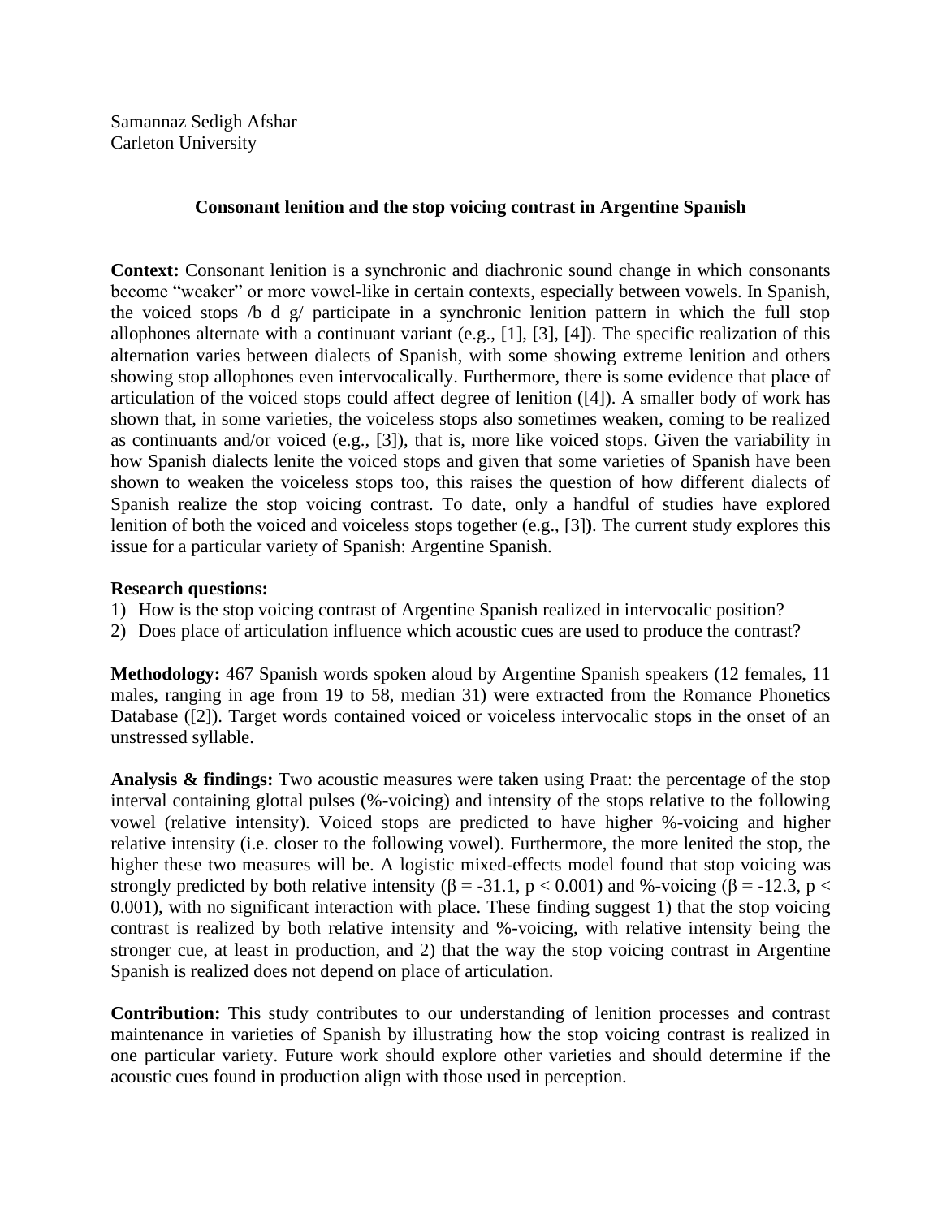Samannaz Sedigh Afshar
Carleton University

# Consonant lenition and the stop voicing contrast in Argentine Spanish

**Context:** Consonant lenition is a synchronic and diachronic sound change in which consonants become "weaker" or more vowel-like in certain contexts, especially between vowels. In Spanish, the voiced stops /b d g/ participate in a synchronic lenition pattern in which the full stop allophones alternate with a continuant variant (e.g., [1], [3], [4]). The specific realization of this alternation varies between dialects of Spanish, with some showing extreme lenition and others showing stop allophones even intervocalically. Furthermore, there is some evidence that place of articulation of the voiced stops could affect degree of lenition ([4]). A smaller body of work has shown that, in some varieties, the voiceless stops also sometimes weaken, coming to be realized as continuants and/or voiced (e.g., [3]), that is, more like voiced stops. Given the variability in how Spanish dialects lenite the voiced stops and given that some varieties of Spanish have been shown to weaken the voiceless stops too, this raises the question of how different dialects of Spanish realize the stop voicing contrast. To date, only a handful of studies have explored lenition of both the voiced and voiceless stops together (e.g., [3]**)**. The current study explores this issue for a particular variety of Spanish: Argentine Spanish.

**Research questions:**

1) How is the stop voicing contrast of Argentine Spanish realized in intervocalic position?
2) Does place of articulation influence which acoustic cues are used to produce the contrast?

**Methodology:** 467 Spanish words spoken aloud by Argentine Spanish speakers (12 females, 11 males, ranging in age from 19 to 58, median 31) were extracted from the Romance Phonetics Database ([2]). Target words contained voiced or voiceless intervocalic stops in the onset of an unstressed syllable.

**Analysis & findings:** Two acoustic measures were taken using Praat: the percentage of the stop interval containing glottal pulses (%-voicing) and intensity of the stops relative to the following vowel (relative intensity). Voiced stops are predicted to have higher %-voicing and higher relative intensity (i.e. closer to the following vowel). Furthermore, the more lenited the stop, the higher these two measures will be. A logistic mixed-effects model found that stop voicing was strongly predicted by both relative intensity ($\beta = -31.1$, $p < 0.001$) and %-voicing ($\beta = -12.3$, $p < 0.001$), with no significant interaction with place. These finding suggest 1) that the stop voicing contrast is realized by both relative intensity and %-voicing, with relative intensity being the stronger cue, at least in production, and 2) that the way the stop voicing contrast in Argentine Spanish is realized does not depend on place of articulation.

**Contribution:** This study contributes to our understanding of lenition processes and contrast maintenance in varieties of Spanish by illustrating how the stop voicing contrast is realized in one particular variety. Future work should explore other varieties and should determine if the acoustic cues found in production align with those used in perception.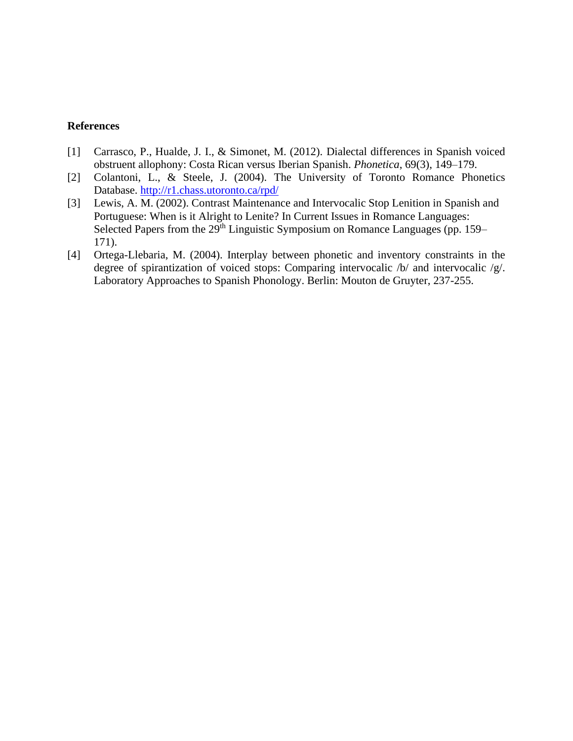**References**

[1] Carrasco, P., Hualde, J. I., & Simonet, M. (2012). Dialectal differences in Spanish voiced obstruent allophony: Costa Rican versus Iberian Spanish. *Phonetica*, 69(3), 149–179.

[2] Colantoni, L., & Steele, J. (2004). The University of Toronto Romance Phonetics Database. http://r1.chass.utoronto.ca/rpd/

[3] Lewis, A. M. (2002). Contrast Maintenance and Intervocalic Stop Lenition in Spanish and Portuguese: When is it Alright to Lenite? In Current Issues in Romance Languages: Selected Papers from the 29th Linguistic Symposium on Romance Languages (pp. 159–171).

[4] Ortega-Llebaria, M. (2004). Interplay between phonetic and inventory constraints in the degree of spirantization of voiced stops: Comparing intervocalic /b/ and intervocalic /g/. Laboratory Approaches to Spanish Phonology. Berlin: Mouton de Gruyter, 237-255.